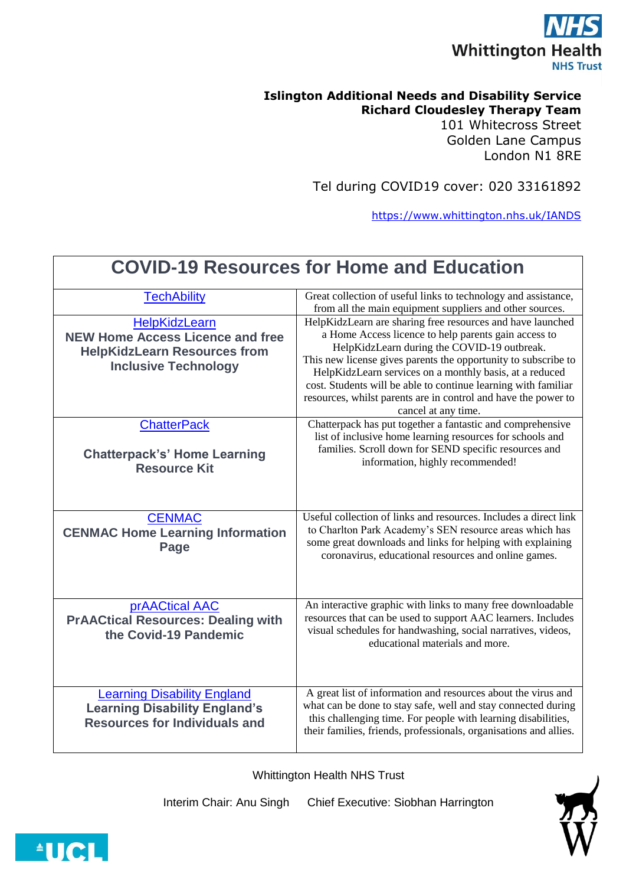**Islington Additional Needs and Disability Service**
**Richard Cloudesley Therapy Team**
101 Whitecross Street
Golden Lane Campus
London N1 8RE

Tel during COVID19 cover: 020 33161892

https://www.whittington.nhs.uk/IANDS

| COVID-19 Resources for Home and Education | |
|---|---|
| TechAbility | Great collection of useful links to technology and assistance, from all the main equipment suppliers and other sources. |
| HelpKidzLearn<br>**NEW Home Access Licence and free HelpKidzLearn Resources from Inclusive Technology** | HelpKidzLearn are sharing free resources and have launched a Home Access licence to help parents gain access to HelpKidzLearn during the COVID-19 outbreak.<br>This new license gives parents the opportunity to subscribe to HelpKidzLearn services on a monthly basis, at a reduced cost. Students will be able to continue learning with familiar resources, whilst parents are in control and have the power to cancel at any time. |
| ChatterPack<br><br>**Chatterpack's' Home Learning Resource Kit** | Chatterpack has put together a fantastic and comprehensive list of inclusive home learning resources for schools and families. Scroll down for SEND specific resources and information, highly recommended! |
| CENMAC<br>**CENMAC Home Learning Information Page** | Useful collection of links and resources. Includes a direct link to Charlton Park Academy's SEN resource areas which has some great downloads and links for helping with explaining coronavirus, educational resources and online games. |
| prAACtical AAC<br>**PrAACtical Resources: Dealing with the Covid-19 Pandemic** | An interactive graphic with links to many free downloadable resources that can be used to support AAC learners. Includes visual schedules for handwashing, social narratives, videos, educational materials and more. |
| Learning Disability England<br>**Learning Disability England's Resources for Individuals and** | A great list of information and resources about the virus and what can be done to stay safe, well and stay connected during this challenging time. For people with learning disabilities, their families, friends, professionals, organisations and allies. |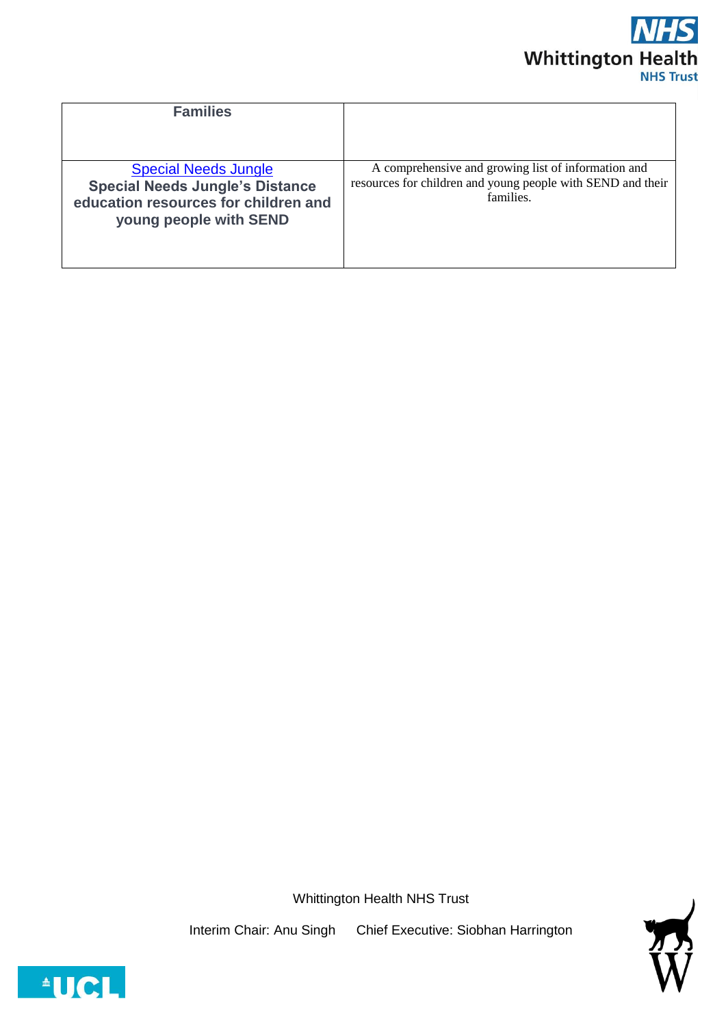| | |
|---|---|
| **Families** | |
| [Special Needs Jungle](#)<br>**Special Needs Jungle's Distance education resources for children and young people with SEND** | A comprehensive and growing list of information and resources for children and young people with SEND and their families. |